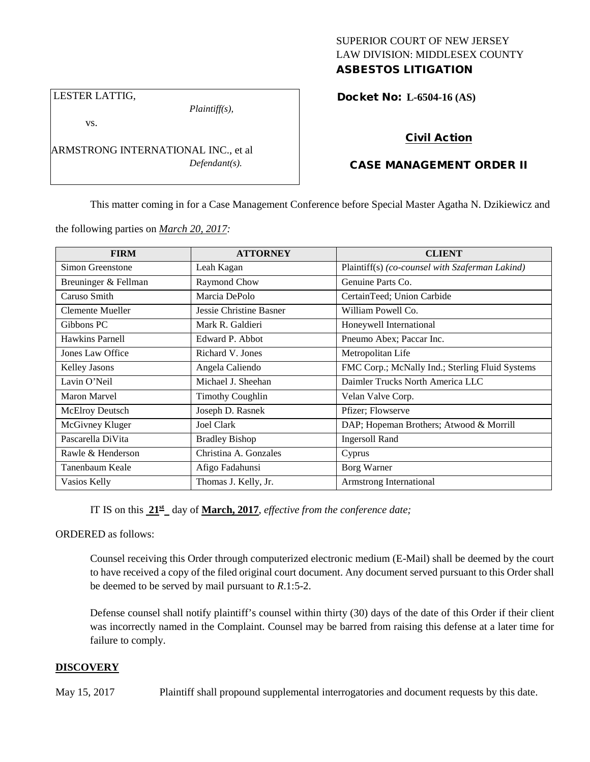SUPERIOR COURT OF NEW JERSEY
LAW DIVISION: MIDDLESEX COUNTY
**ASBESTOS LITIGATION**

LESTER LATTIG,
*Plaintiff(s),*
vs.
ARMSTRONG INTERNATIONAL INC., et al
*Defendant(s).*

**Docket No: L-6504-16 (AS)**

**Civil Action**

**CASE MANAGEMENT ORDER II**

This matter coming in for a Case Management Conference before Special Master Agatha N. Dzikiewicz and the following parties on *March 20, 2017:*

| FIRM | ATTORNEY | CLIENT |
|---|---|---|
| Simon Greenstone | Leah Kagan | Plaintiff(s) *(co-counsel with Szaferman Lakind)* |
| Breuninger & Fellman | Raymond Chow | Genuine Parts Co. |
| Caruso Smith | Marcia DePolo | CertainTeed; Union Carbide |
| Clemente Mueller | Jessie Christine Basner | William Powell Co. |
| Gibbons PC | Mark R. Galdieri | Honeywell International |
| Hawkins Parnell | Edward P. Abbot | Pneumo Abex; Paccar Inc. |
| Jones Law Office | Richard V. Jones | Metropolitan Life |
| Kelley Jasons | Angela Caliendo | FMC Corp.; McNally Ind.; Sterling Fluid Systems |
| Lavin O'Neil | Michael J. Sheehan | Daimler Trucks North America LLC |
| Maron Marvel | Timothy Coughlin | Velan Valve Corp. |
| McElroy Deutsch | Joseph D. Rasnek | Pfizer; Flowserve |
| McGivney Kluger | Joel Clark | DAP; Hopeman Brothers; Atwood & Morrill |
| Pascarella DiVita | Bradley Bishop | Ingersoll Rand |
| Rawle & Henderson | Christina A. Gonzales | Cyprus |
| Tanenbaum Keale | Afigo Fadahunsi | Borg Warner |
| Vasios Kelly | Thomas J. Kelly, Jr. | Armstrong International |

IT IS on this **21st** day of **March, 2017**, *effective from the conference date;*

ORDERED as follows:

Counsel receiving this Order through computerized electronic medium (E-Mail) shall be deemed by the court to have received a copy of the filed original court document. Any document served pursuant to this Order shall be deemed to be served by mail pursuant to *R*.1:5-2.

Defense counsel shall notify plaintiff's counsel within thirty (30) days of the date of this Order if their client was incorrectly named in the Complaint. Counsel may be barred from raising this defense at a later time for failure to comply.

**DISCOVERY**

May 15, 2017 Plaintiff shall propound supplemental interrogatories and document requests by this date.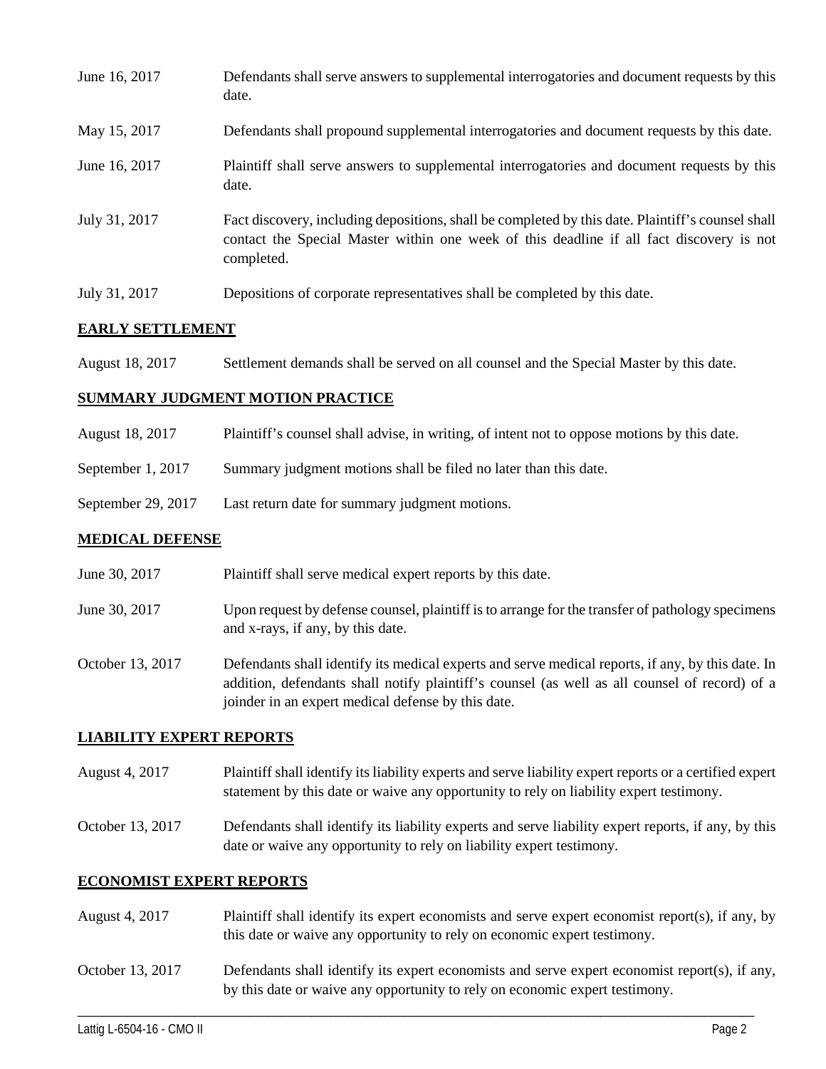| | |
|---|---|
| June 16, 2017 | Defendants shall serve answers to supplemental interrogatories and document requests by this date. |
| May 15, 2017 | Defendants shall propound supplemental interrogatories and document requests by this date. |
| June 16, 2017 | Plaintiff shall serve answers to supplemental interrogatories and document requests by this date. |
| July 31, 2017 | Fact discovery, including depositions, shall be completed by this date. Plaintiff's counsel shall contact the Special Master within one week of this deadline if all fact discovery is not completed. |
| July 31, 2017 | Depositions of corporate representatives shall be completed by this date. |

## EARLY SETTLEMENT

| | |
|---|---|
| August 18, 2017 | Settlement demands shall be served on all counsel and the Special Master by this date. |

## SUMMARY JUDGMENT MOTION PRACTICE

| | |
|---|---|
| August 18, 2017 | Plaintiff's counsel shall advise, in writing, of intent not to oppose motions by this date. |
| September 1, 2017 | Summary judgment motions shall be filed no later than this date. |
| September 29, 2017 | Last return date for summary judgment motions. |

## MEDICAL DEFENSE

| | |
|---|---|
| June 30, 2017 | Plaintiff shall serve medical expert reports by this date. |
| June 30, 2017 | Upon request by defense counsel, plaintiff is to arrange for the transfer of pathology specimens and x-rays, if any, by this date. |
| October 13, 2017 | Defendants shall identify its medical experts and serve medical reports, if any, by this date. In addition, defendants shall notify plaintiff's counsel (as well as all counsel of record) of a joinder in an expert medical defense by this date. |

## LIABILITY EXPERT REPORTS

| | |
|---|---|
| August 4, 2017 | Plaintiff shall identify its liability experts and serve liability expert reports or a certified expert statement by this date or waive any opportunity to rely on liability expert testimony. |
| October 13, 2017 | Defendants shall identify its liability experts and serve liability expert reports, if any, by this date or waive any opportunity to rely on liability expert testimony. |

## ECONOMIST EXPERT REPORTS

| | |
|---|---|
| August 4, 2017 | Plaintiff shall identify its expert economists and serve expert economist report(s), if any, by this date or waive any opportunity to rely on economic expert testimony. |
| October 13, 2017 | Defendants shall identify its expert economists and serve expert economist report(s), if any, by this date or waive any opportunity to rely on economic expert testimony. |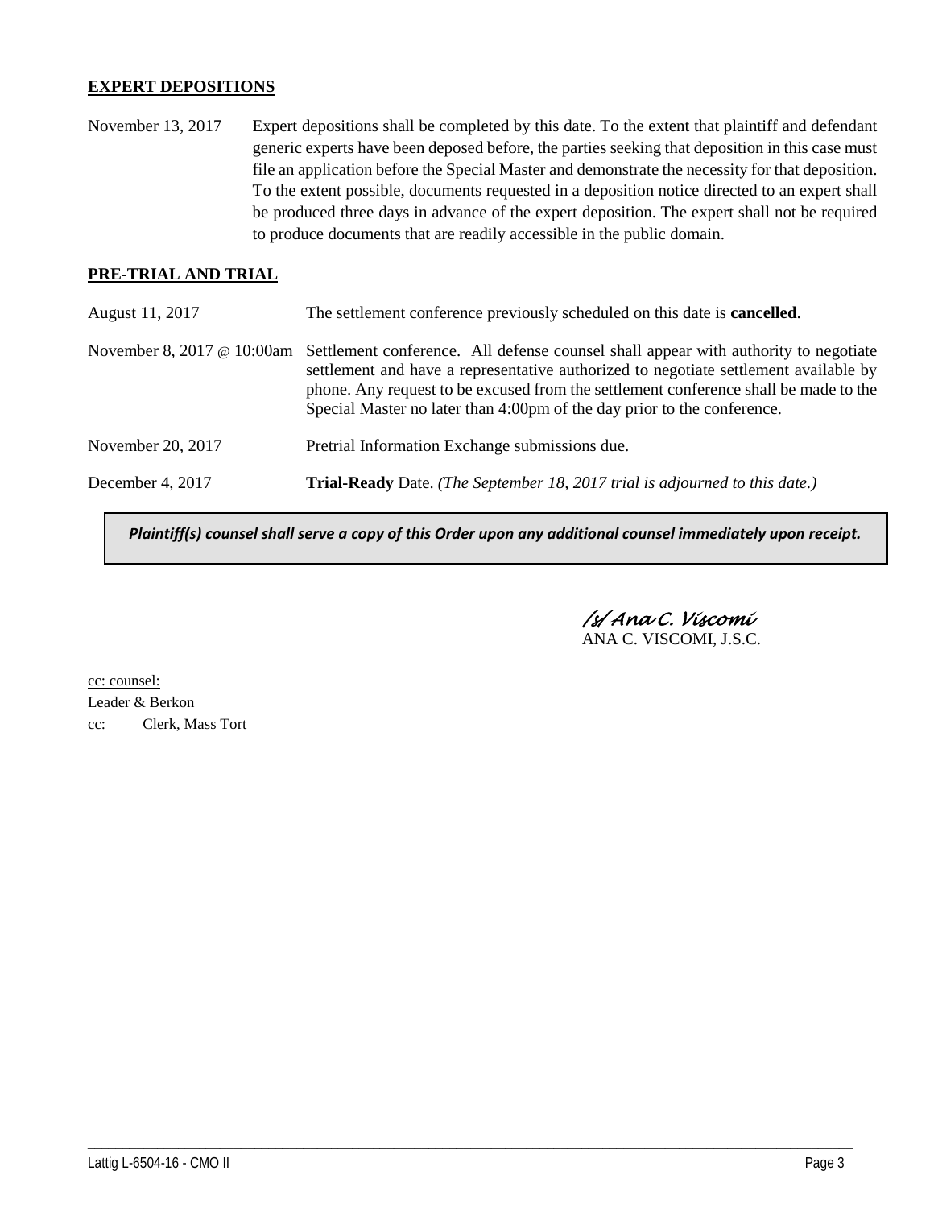**EXPERT DEPOSITIONS**

| | |
|---|---|
| November 13, 2017 | Expert depositions shall be completed by this date. To the extent that plaintiff and defendant generic experts have been deposed before, the parties seeking that deposition in this case must file an application before the Special Master and demonstrate the necessity for that deposition. To the extent possible, documents requested in a deposition notice directed to an expert shall be produced three days in advance of the expert deposition. The expert shall not be required to produce documents that are readily accessible in the public domain. |

**PRE-TRIAL AND TRIAL**

| | |
|---|---|
| August 11, 2017 | The settlement conference previously scheduled on this date is **cancelled**. |
| November 8, 2017 @ 10:00am | Settlement conference. All defense counsel shall appear with authority to negotiate settlement and have a representative authorized to negotiate settlement available by phone. Any request to be excused from the settlement conference shall be made to the Special Master no later than 4:00pm of the day prior to the conference. |
| November 20, 2017 | Pretrial Information Exchange submissions due. |
| December 4, 2017 | **Trial-Ready** Date. *(The September 18, 2017 trial is adjourned to this date.)* |

***Plaintiff(s) counsel shall serve a copy of this Order upon any additional counsel immediately upon receipt.***

*/s/ Ana C. Viscomi*
ANA C. VISCOMI, J.S.C.

cc: counsel:
Leader & Berkon
cc: Clerk, Mass Tort